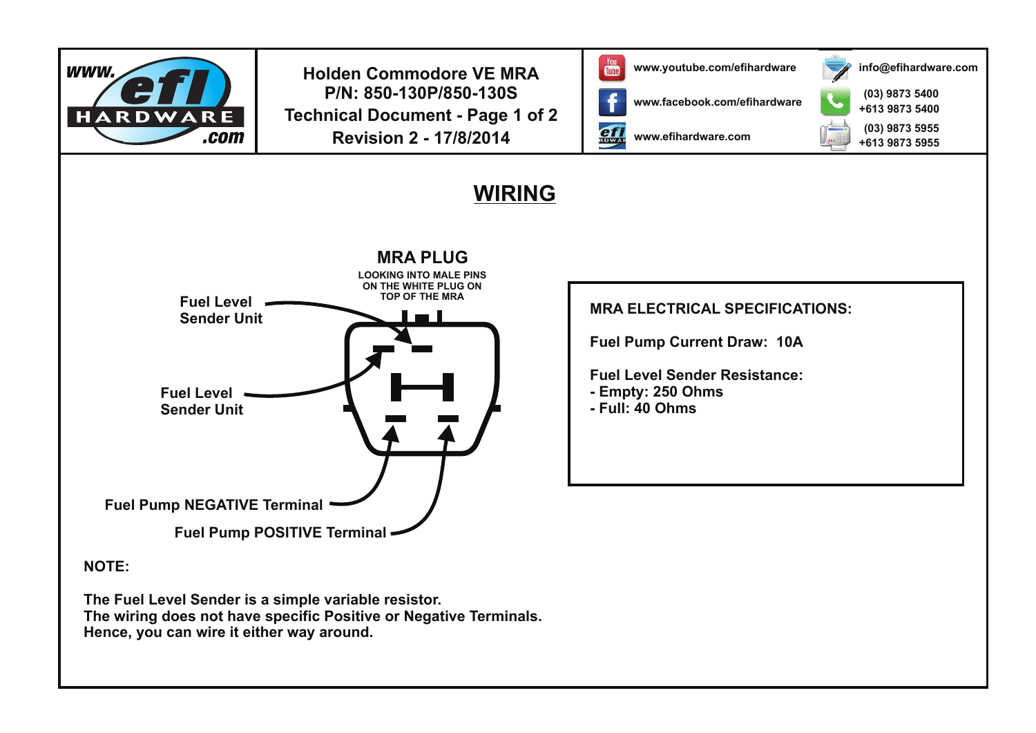# Holden Commodore VE MRA
**P/N: 850-130P/850-130S**
**Technical Document - Page 1 of 2**
**Revision 2 - 17/8/2014**

www.youtube.com/efihardware
www.facebook.com/efihardware
www.efihardware.com

info@efihardware.com
(03) 9873 5400
+613 9873 5400
(03) 9873 5955
+613 9873 5955

## WIRING

### MRA PLUG

LOOKING INTO MALE PINS ON THE WHITE PLUG ON TOP OF THE MRA

Fuel Level Sender Unit

Fuel Level Sender Unit

Fuel Pump NEGATIVE Terminal

Fuel Pump POSITIVE Terminal

**MRA ELECTRICAL SPECIFICATIONS:**

**Fuel Pump Current Draw: 10A**

**Fuel Level Sender Resistance:**
- Empty: 250 Ohms
- Full: 40 Ohms

**NOTE:**

The Fuel Level Sender is a simple variable resistor.
The wiring does not have specific Positive or Negative Terminals.
Hence, you can wire it either way around.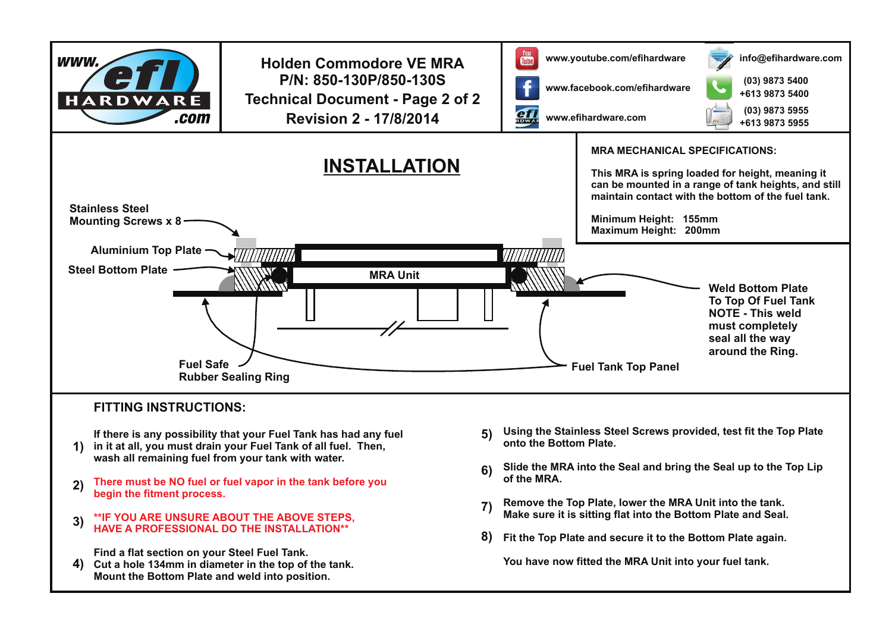**Holden Commodore VE MRA**
**P/N: 850-130P/850-130S**
**Technical Document - Page 2 of 2**
**Revision 2 - 17/8/2014**

www.youtube.com/efihardware
www.facebook.com/efihardware
www.efihardware.com
info@efihardware.com
(03) 9873 5400
+613 9873 5400
(03) 9873 5955
+613 9873 5955

# INSTALLATION

Stainless Steel Mounting Screws x 8
Aluminium Top Plate
Steel Bottom Plate
MRA Unit
Weld Bottom Plate To Top Of Fuel Tank NOTE - This weld must completely seal all the way around the Ring.
Fuel Safe Rubber Sealing Ring
Fuel Tank Top Panel

**MRA MECHANICAL SPECIFICATIONS:**

This MRA is spring loaded for height, meaning it can be mounted in a range of tank heights, and still maintain contact with the bottom of the fuel tank.

Minimum Height: 155mm
Maximum Height: 200mm

## FITTING INSTRUCTIONS:

1) If there is any possibility that your Fuel Tank has had any fuel in it at all, you must drain your Fuel Tank of all fuel. Then, wash all remaining fuel from your tank with water.

2) There must be NO fuel or fuel vapor in the tank before you begin the fitment process.

3) **IF YOU ARE UNSURE ABOUT THE ABOVE STEPS, HAVE A PROFESSIONAL DO THE INSTALLATION**

4) Find a flat section on your Steel Fuel Tank. Cut a hole 134mm in diameter in the top of the tank. Mount the Bottom Plate and weld into position.

5) Using the Stainless Steel Screws provided, test fit the Top Plate onto the Bottom Plate.

6) Slide the MRA into the Seal and bring the Seal up to the Top Lip of the MRA.

7) Remove the Top Plate, lower the MRA Unit into the tank. Make sure it is sitting flat into the Bottom Plate and Seal.

8) Fit the Top Plate and secure it to the Bottom Plate again.

You have now fitted the MRA Unit into your fuel tank.